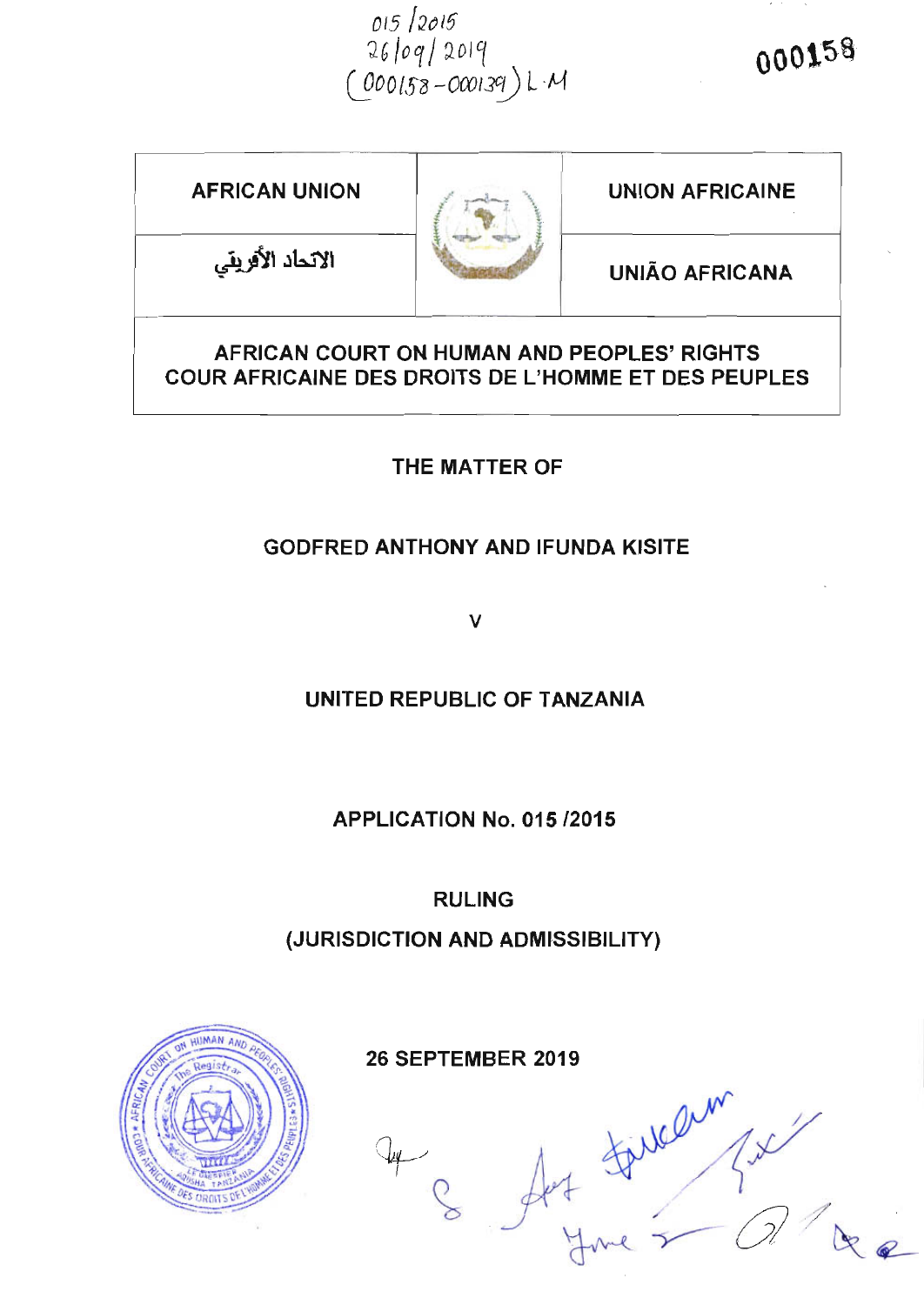015/2015
26/09/2019
(000158-000139) L.M

000158

| AFRICAN UNION | | UNION AFRICAINE |
|---|---|---|
| الاتحاد الأفريقي | | UNIÃO AFRICANA |

**AFRICAN COURT ON HUMAN AND PEOPLES' RIGHTS**
**COUR AFRICAINE DES DROITS DE L'HOMME ET DES PEUPLES**

**THE MATTER OF**

**GODFRED ANTHONY AND IFUNDA KISITE**

**V**

**UNITED REPUBLIC OF TANZANIA**

**APPLICATION No. 015 /2015**

**RULING**

**(JURISDICTION AND ADMISSIBILITY)**

**26 SEPTEMBER 2019**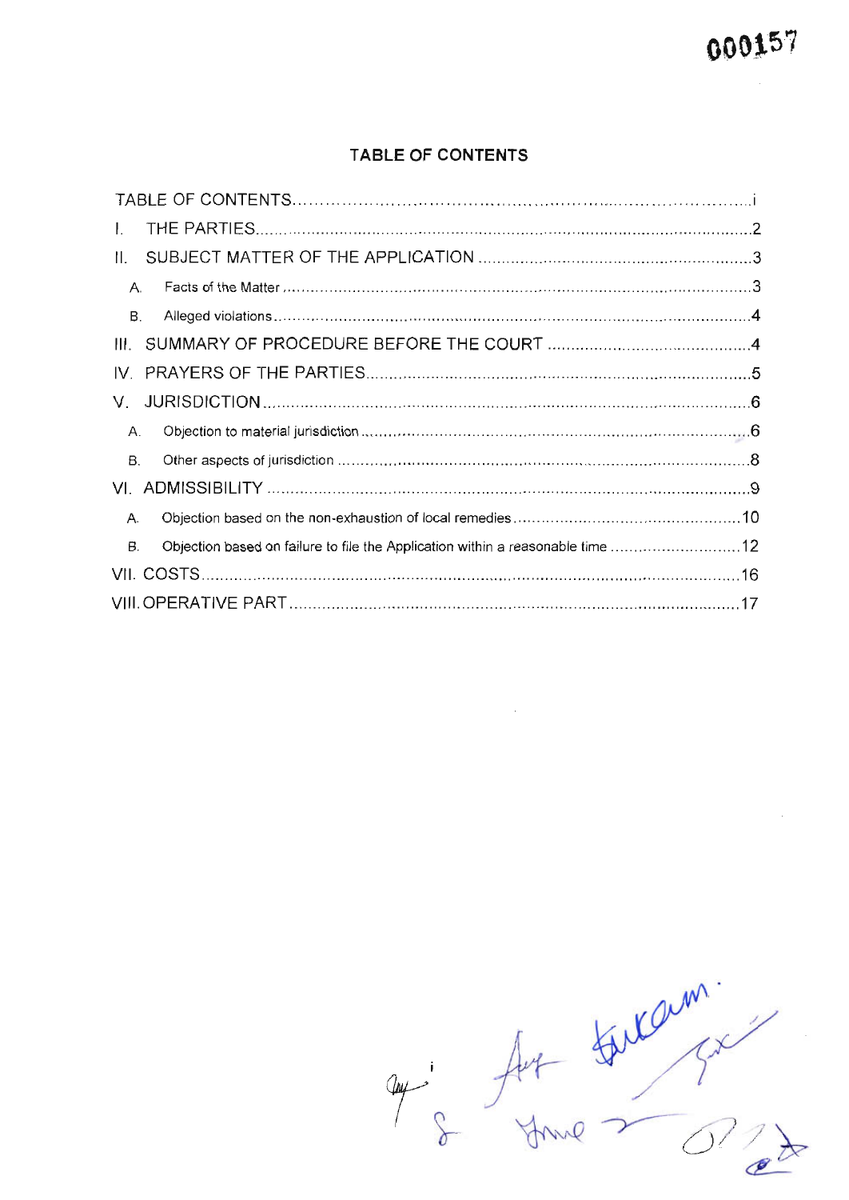**TABLE OF CONTENTS**

- TABLE OF CONTENTS .......... i
- I. THE PARTIES .......... 2
- II. SUBJECT MATTER OF THE APPLICATION .......... 3
  - A. Facts of the Matter .......... 3
  - B. Alleged violations .......... 4
- III. SUMMARY OF PROCEDURE BEFORE THE COURT .......... 4
- IV. PRAYERS OF THE PARTIES .......... 5
- V. JURISDICTION .......... 6
  - A. Objection to material jurisdiction .......... 6
  - B. Other aspects of jurisdiction .......... 8
- VI. ADMISSIBILITY .......... 9
  - A. Objection based on the non-exhaustion of local remedies .......... 10
  - B. Objection based on failure to file the Application within a reasonable time .......... 12
- VII. COSTS .......... 16
- VIII. OPERATIVE PART .......... 17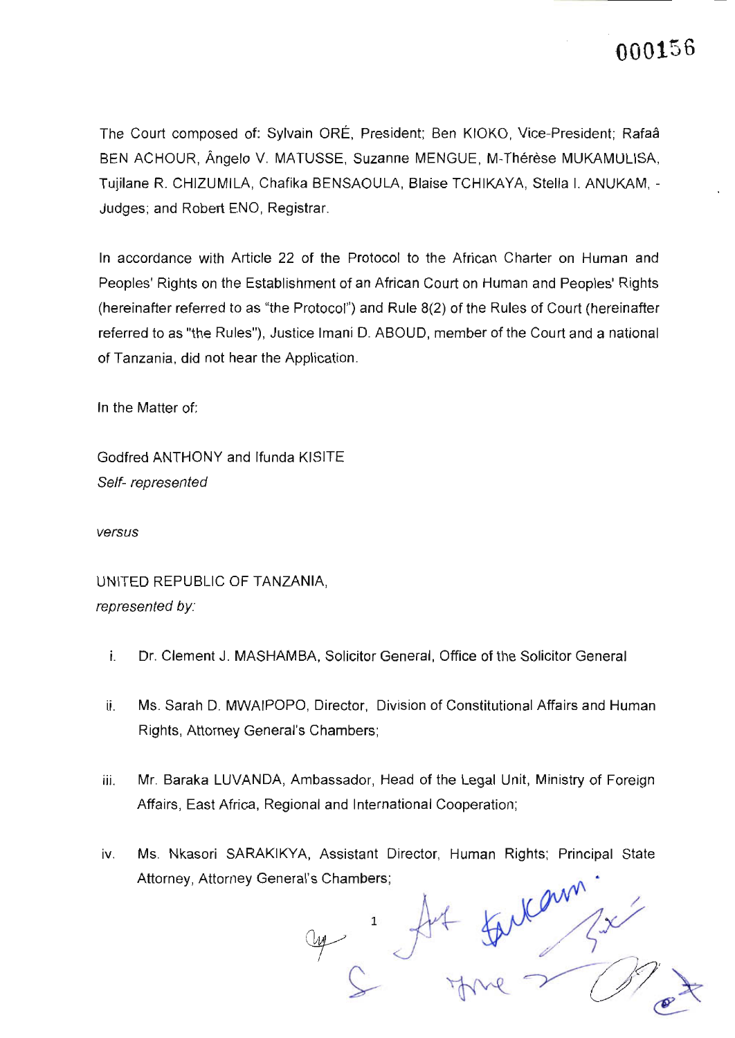The Court composed of: Sylvain ORÉ, President; Ben KIOKO, Vice-President; Rafaâ BEN ACHOUR, Ângelo V. MATUSSE, Suzanne MENGUE, M-Thérèse MUKAMULISA, Tujilane R. CHIZUMILA, Chafika BENSAOULA, Blaise TCHIKAYA, Stella I. ANUKAM, - Judges; and Robert ENO, Registrar.

In accordance with Article 22 of the Protocol to the African Charter on Human and Peoples' Rights on the Establishment of an African Court on Human and Peoples' Rights (hereinafter referred to as "the Protocol") and Rule 8(2) of the Rules of Court (hereinafter referred to as "the Rules"), Justice Imani D. ABOUD, member of the Court and a national of Tanzania, did not hear the Application.

In the Matter of:

Godfred ANTHONY and Ifunda KISITE
*Self- represented*

*versus*

UNITED REPUBLIC OF TANZANIA,
*represented by:*

i. Dr. Clement J. MASHAMBA, Solicitor General, Office of the Solicitor General

ii. Ms. Sarah D. MWAIPOPO, Director, Division of Constitutional Affairs and Human Rights, Attorney General's Chambers;

iii. Mr. Baraka LUVANDA, Ambassador, Head of the Legal Unit, Ministry of Foreign Affairs, East Africa, Regional and International Cooperation;

iv. Ms. Nkasori SARAKIKYA, Assistant Director, Human Rights; Principal State Attorney, Attorney General's Chambers;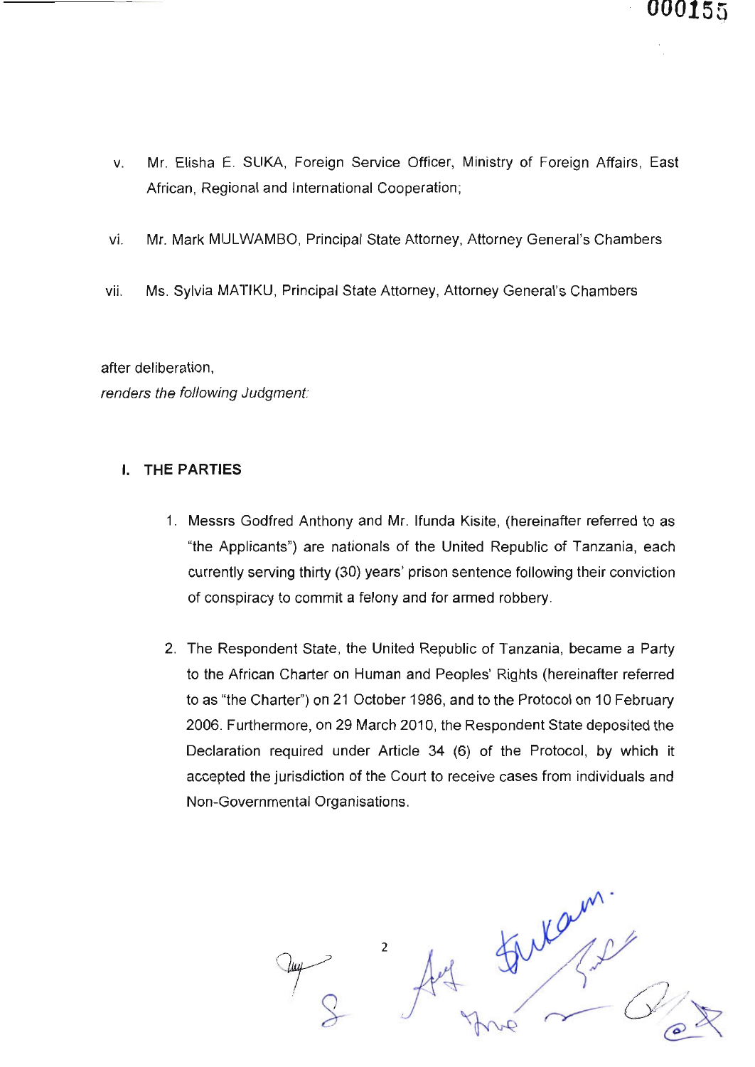v. Mr. Elisha E. SUKA, Foreign Service Officer, Ministry of Foreign Affairs, East African, Regional and International Cooperation;

vi. Mr. Mark MULWAMBO, Principal State Attorney, Attorney General's Chambers

vii. Ms. Sylvia MATIKU, Principal State Attorney, Attorney General's Chambers

after deliberation,

*renders the following Judgment:*

## I. THE PARTIES

1. Messrs Godfred Anthony and Mr. Ifunda Kisite, (hereinafter referred to as "the Applicants") are nationals of the United Republic of Tanzania, each currently serving thirty (30) years' prison sentence following their conviction of conspiracy to commit a felony and for armed robbery.

2. The Respondent State, the United Republic of Tanzania, became a Party to the African Charter on Human and Peoples' Rights (hereinafter referred to as "the Charter") on 21 October 1986, and to the Protocol on 10 February 2006. Furthermore, on 29 March 2010, the Respondent State deposited the Declaration required under Article 34 (6) of the Protocol, by which it accepted the jurisdiction of the Court to receive cases from individuals and Non-Governmental Organisations.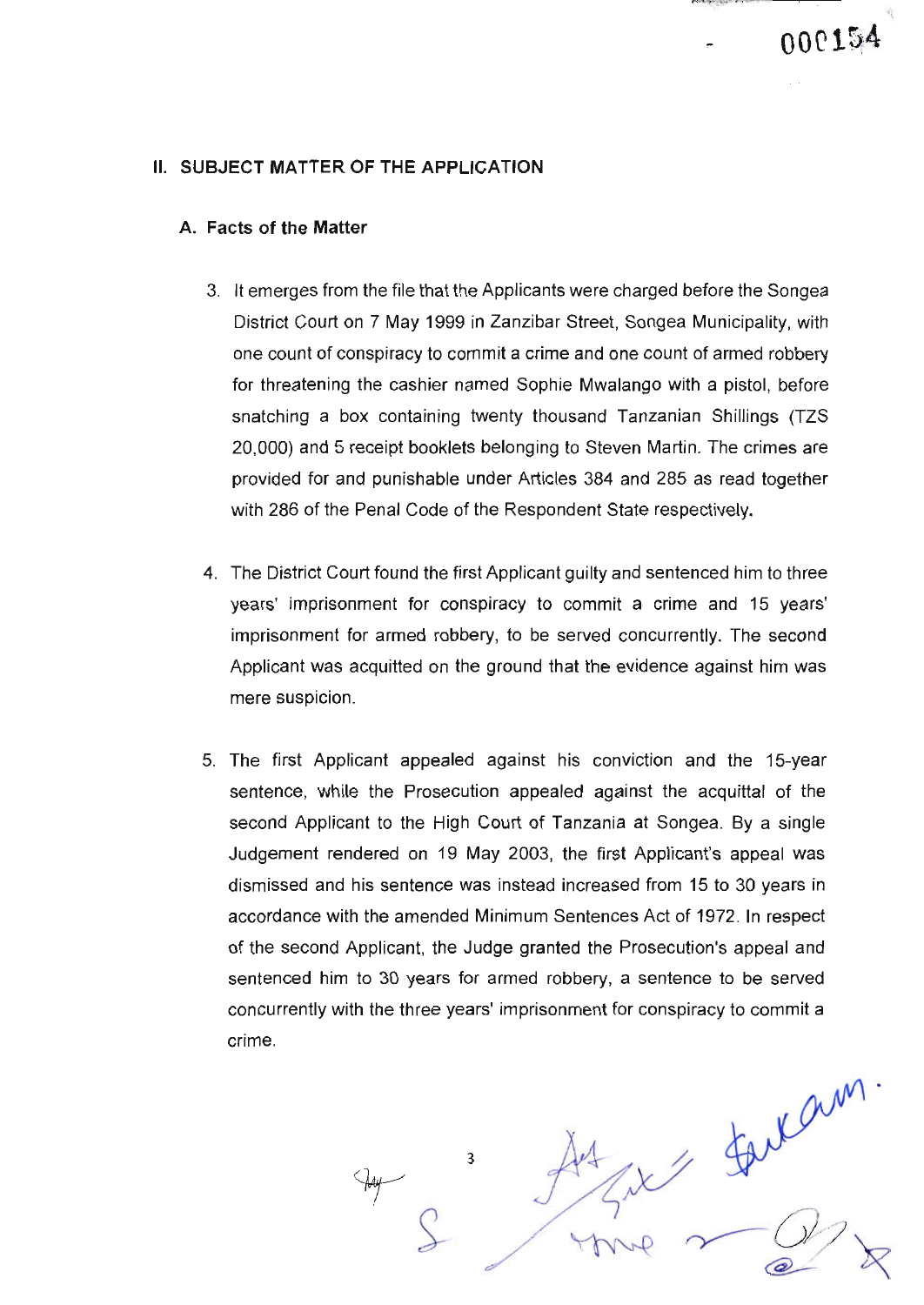## II. SUBJECT MATTER OF THE APPLICATION

### A. Facts of the Matter

3. It emerges from the file that the Applicants were charged before the Songea District Court on 7 May 1999 in Zanzibar Street, Songea Municipality, with one count of conspiracy to commit a crime and one count of armed robbery for threatening the cashier named Sophie Mwalango with a pistol, before snatching a box containing twenty thousand Tanzanian Shillings (TZS 20,000) and 5 receipt booklets belonging to Steven Martin. The crimes are provided for and punishable under Articles 384 and 285 as read together with 286 of the Penal Code of the Respondent State respectively.

4. The District Court found the first Applicant guilty and sentenced him to three years' imprisonment for conspiracy to commit a crime and 15 years' imprisonment for armed robbery, to be served concurrently. The second Applicant was acquitted on the ground that the evidence against him was mere suspicion.

5. The first Applicant appealed against his conviction and the 15-year sentence, while the Prosecution appealed against the acquittal of the second Applicant to the High Court of Tanzania at Songea. By a single Judgement rendered on 19 May 2003, the first Applicant's appeal was dismissed and his sentence was instead increased from 15 to 30 years in accordance with the amended Minimum Sentences Act of 1972. In respect of the second Applicant, the Judge granted the Prosecution's appeal and sentenced him to 30 years for armed robbery, a sentence to be served concurrently with the three years' imprisonment for conspiracy to commit a crime.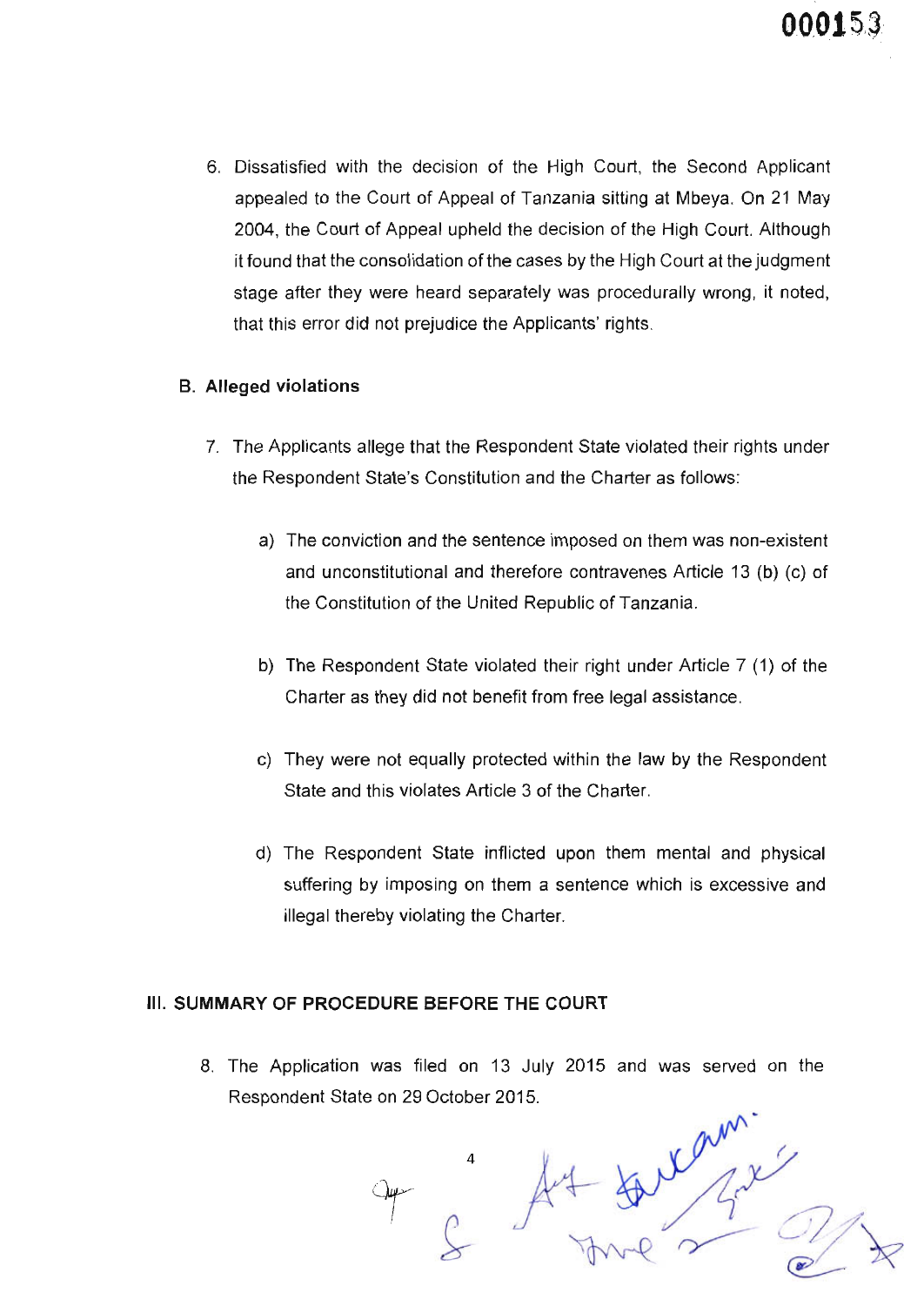6. Dissatisfied with the decision of the High Court, the Second Applicant appealed to the Court of Appeal of Tanzania sitting at Mbeya. On 21 May 2004, the Court of Appeal upheld the decision of the High Court. Although it found that the consolidation of the cases by the High Court at the judgment stage after they were heard separately was procedurally wrong, it noted, that this error did not prejudice the Applicants' rights.

### B. Alleged violations

7. The Applicants allege that the Respondent State violated their rights under the Respondent State's Constitution and the Charter as follows:

   a) The conviction and the sentence imposed on them was non-existent and unconstitutional and therefore contravenes Article 13 (b) (c) of the Constitution of the United Republic of Tanzania.

   b) The Respondent State violated their right under Article 7 (1) of the Charter as they did not benefit from free legal assistance.

   c) They were not equally protected within the law by the Respondent State and this violates Article 3 of the Charter.

   d) The Respondent State inflicted upon them mental and physical suffering by imposing on them a sentence which is excessive and illegal thereby violating the Charter.

## III. SUMMARY OF PROCEDURE BEFORE THE COURT

8. The Application was filed on 13 July 2015 and was served on the Respondent State on 29 October 2015.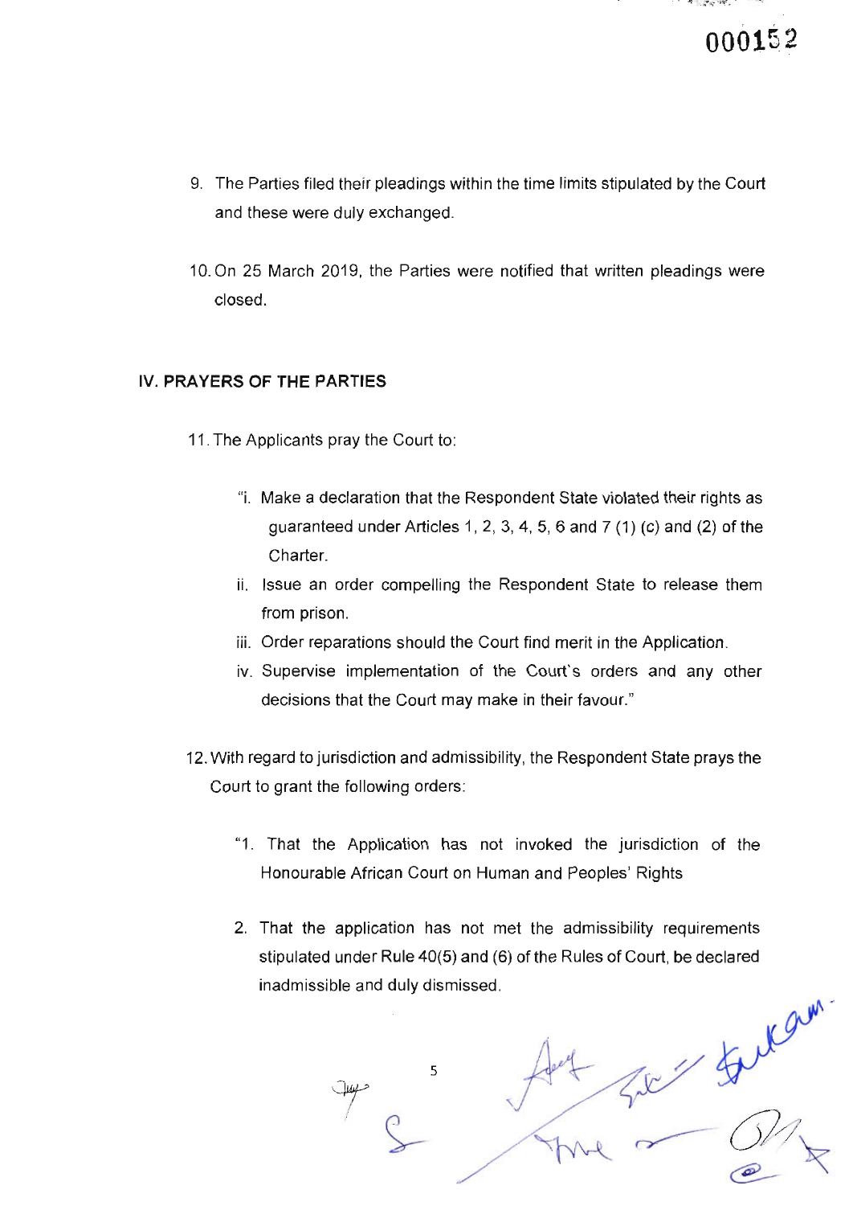9. The Parties filed their pleadings within the time limits stipulated by the Court and these were duly exchanged.

10. On 25 March 2019, the Parties were notified that written pleadings were closed.

## IV. PRAYERS OF THE PARTIES

11. The Applicants pray the Court to:

    "i. Make a declaration that the Respondent State violated their rights as guaranteed under Articles 1, 2, 3, 4, 5, 6 and 7 (1) (c) and (2) of the Charter.

    ii. Issue an order compelling the Respondent State to release them from prison.

    iii. Order reparations should the Court find merit in the Application.

    iv. Supervise implementation of the Court's orders and any other decisions that the Court may make in their favour."

12. With regard to jurisdiction and admissibility, the Respondent State prays the Court to grant the following orders:

    "1. That the Application has not invoked the jurisdiction of the Honourable African Court on Human and Peoples' Rights

    2. That the application has not met the admissibility requirements stipulated under Rule 40(5) and (6) of the Rules of Court, be declared inadmissible and duly dismissed.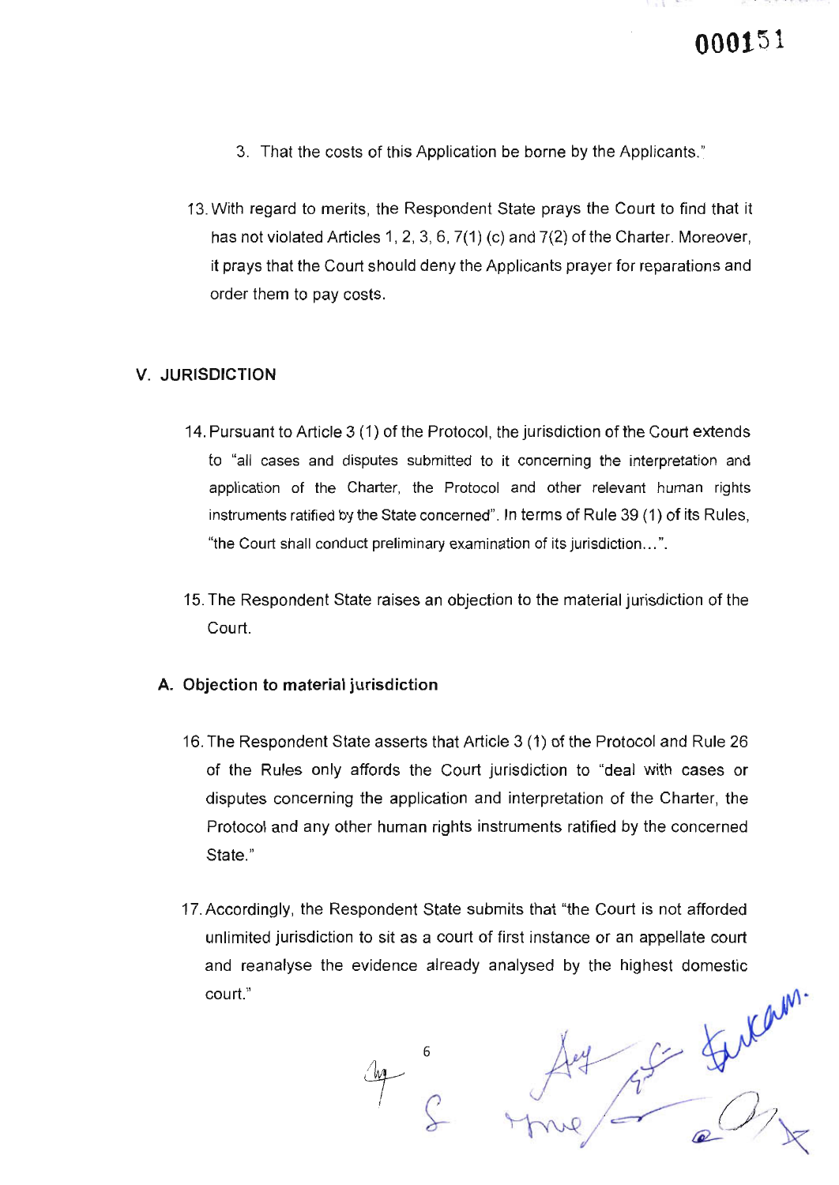3. That the costs of this Application be borne by the Applicants."

13. With regard to merits, the Respondent State prays the Court to find that it has not violated Articles 1, 2, 3, 6, 7(1) (c) and 7(2) of the Charter. Moreover, it prays that the Court should deny the Applicants prayer for reparations and order them to pay costs.

## V. JURISDICTION

14. Pursuant to Article 3 (1) of the Protocol, the jurisdiction of the Court extends to "all cases and disputes submitted to it concerning the interpretation and application of the Charter, the Protocol and other relevant human rights instruments ratified by the State concerned". In terms of Rule 39 (1) of its Rules, "the Court shall conduct preliminary examination of its jurisdiction…".

15. The Respondent State raises an objection to the material jurisdiction of the Court.

### A. Objection to material jurisdiction

16. The Respondent State asserts that Article 3 (1) of the Protocol and Rule 26 of the Rules only affords the Court jurisdiction to "deal with cases or disputes concerning the application and interpretation of the Charter, the Protocol and any other human rights instruments ratified by the concerned State."

17. Accordingly, the Respondent State submits that "the Court is not afforded unlimited jurisdiction to sit as a court of first instance or an appellate court and reanalyse the evidence already analysed by the highest domestic court."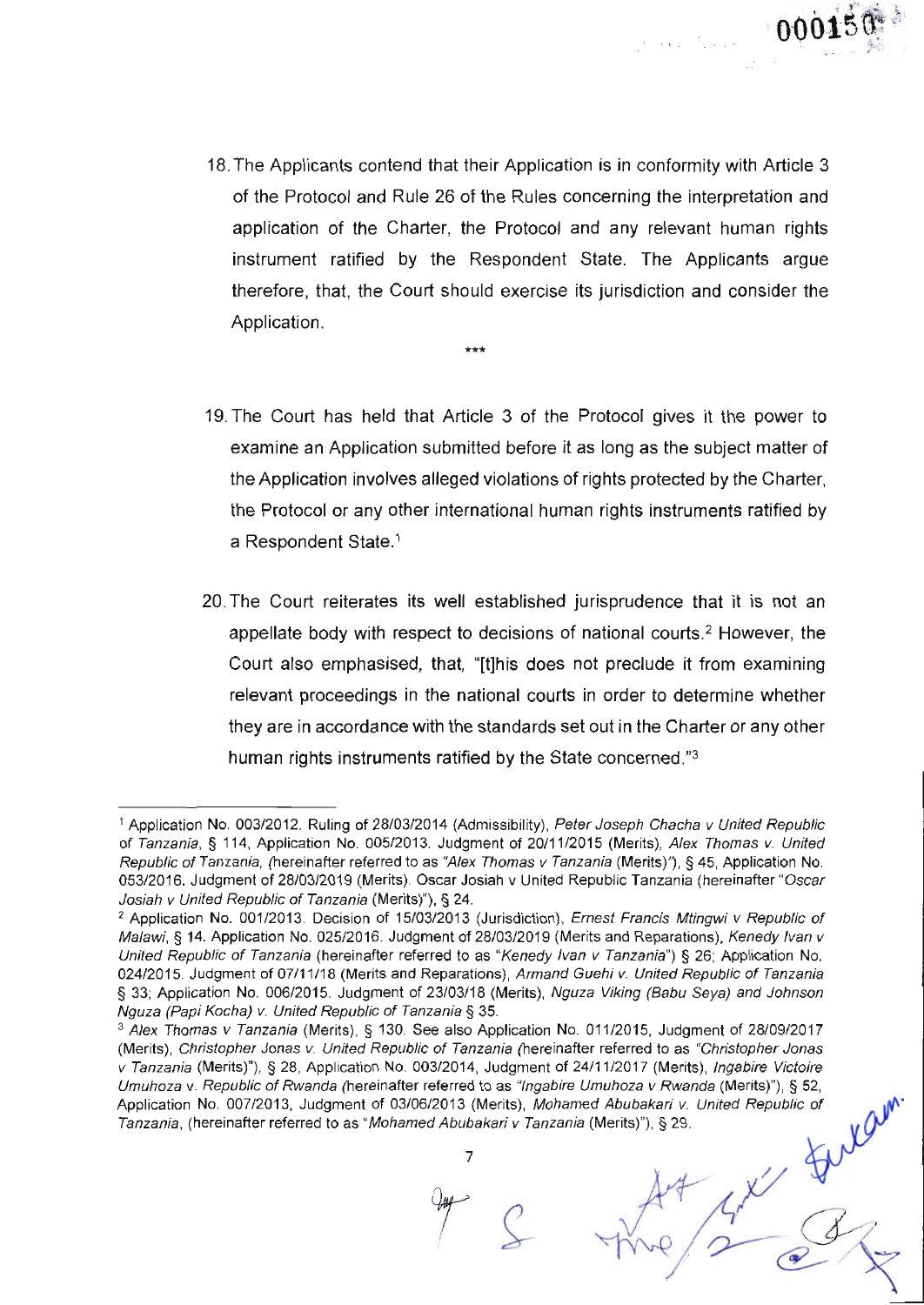18. The Applicants contend that their Application is in conformity with Article 3 of the Protocol and Rule 26 of the Rules concerning the interpretation and application of the Charter, the Protocol and any relevant human rights instrument ratified by the Respondent State. The Applicants argue therefore, that, the Court should exercise its jurisdiction and consider the Application.

***

19. The Court has held that Article 3 of the Protocol gives it the power to examine an Application submitted before it as long as the subject matter of the Application involves alleged violations of rights protected by the Charter, the Protocol or any other international human rights instruments ratified by a Respondent State.[1]

20. The Court reiterates its well established jurisprudence that it is not an appellate body with respect to decisions of national courts.[2] However, the Court also emphasised, that, "[t]his does not preclude it from examining relevant proceedings in the national courts in order to determine whether they are in accordance with the standards set out in the Charter or any other human rights instruments ratified by the State concerned."[3]

---

[1] Application No. 003/2012. Ruling of 28/03/2014 (Admissibility), *Peter Joseph Chacha v United Republic of Tanzania*, § 114, Application No. 005/2013. Judgment of 20/11/2015 (Merits), *Alex Thomas v. United Republic of Tanzania*, (hereinafter referred to as "*Alex Thomas v Tanzania* (Merits)"), § 45, Application No. 053/2016. Judgment of 28/03/2019 (Merits). Oscar Josiah v United Republic Tanzania (hereinafter "*Oscar Josiah v United Republic of Tanzania* (Merits)"), § 24.

[2] Application No. 001/2013. Decision of 15/03/2013 (Jurisdiction), *Ernest Francis Mtingwi v Republic of Malawi*, § 14. Application No. 025/2016. Judgment of 28/03/2019 (Merits and Reparations), *Kenedy Ivan v United Republic of Tanzania* (hereinafter referred to as "*Kenedy Ivan v Tanzania*") § 26; Application No. 024/2015. Judgment of 07/11/18 (Merits and Reparations), *Armand Guehi v. United Republic of Tanzania* § 33; Application No. 006/2015. Judgment of 23/03/18 (Merits), *Nguza Viking (Babu Seya) and Johnson Nguza (Papi Kocha) v. United Republic of Tanzania* § 35.

[3] *Alex Thomas v Tanzania* (Merits), § 130. See also Application No. 011/2015, Judgment of 28/09/2017 (Merits), *Christopher Jonas v. United Republic of Tanzania* (hereinafter referred to as "*Christopher Jonas v Tanzania* (Merits)"), § 28, Application No. 003/2014, Judgment of 24/11/2017 (Merits), *Ingabire Victoire Umuhoza v. Republic of Rwanda* (hereinafter referred to as "*Ingabire Umuhoza v Rwanda* (Merits)"), § 52, Application No. 007/2013, Judgment of 03/06/2013 (Merits), *Mohamed Abubakari v. United Republic of Tanzania*, (hereinafter referred to as "*Mohamed Abubakari v Tanzania* (Merits)"), § 29.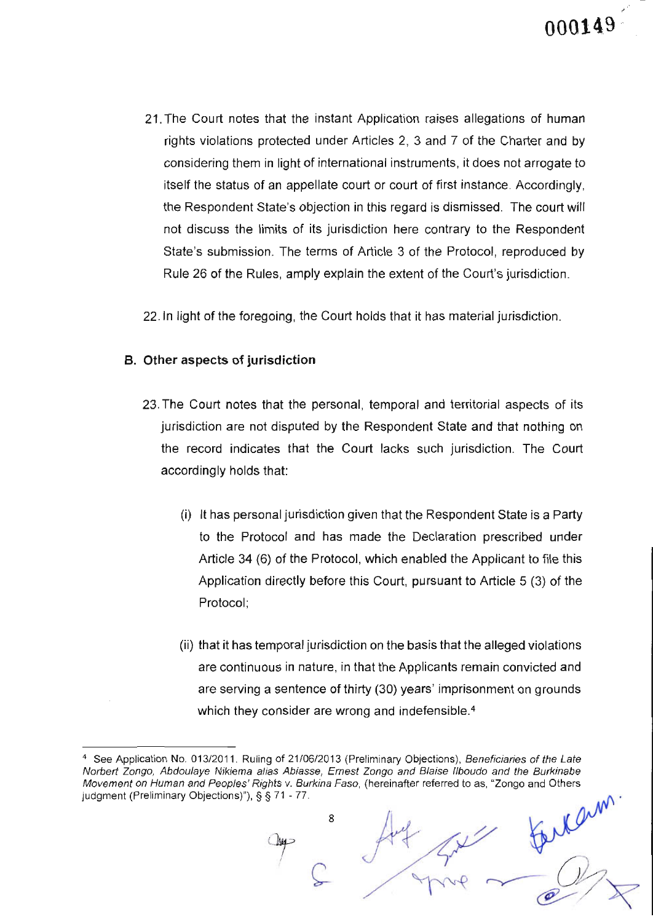21. The Court notes that the instant Application raises allegations of human rights violations protected under Articles 2, 3 and 7 of the Charter and by considering them in light of international instruments, it does not arrogate to itself the status of an appellate court or court of first instance. Accordingly, the Respondent State's objection in this regard is dismissed. The court will not discuss the limits of its jurisdiction here contrary to the Respondent State's submission. The terms of Article 3 of the Protocol, reproduced by Rule 26 of the Rules, amply explain the extent of the Court's jurisdiction.

22. In light of the foregoing, the Court holds that it has material jurisdiction.

### B. Other aspects of jurisdiction

23. The Court notes that the personal, temporal and territorial aspects of its jurisdiction are not disputed by the Respondent State and that nothing on the record indicates that the Court lacks such jurisdiction. The Court accordingly holds that:

    (i) It has personal jurisdiction given that the Respondent State is a Party to the Protocol and has made the Declaration prescribed under Article 34 (6) of the Protocol, which enabled the Applicant to file this Application directly before this Court, pursuant to Article 5 (3) of the Protocol;

    (ii) that it has temporal jurisdiction on the basis that the alleged violations are continuous in nature, in that the Applicants remain convicted and are serving a sentence of thirty (30) years' imprisonment on grounds which they consider are wrong and indefensible.[4]

---

[4] See Application No. 013/2011. Ruling of 21/06/2013 (Preliminary Objections), *Beneficiaries of the Late Norbert Zongo, Abdoulaye Nikiema alias Ablasse, Ernest Zongo and Blaise Ilboudo and the Burkinabe Movement on Human and Peoples' Rights v. Burkina Faso*, (hereinafter referred to as, "Zongo and Others judgment (Preliminary Objections)"), § § 71 - 77.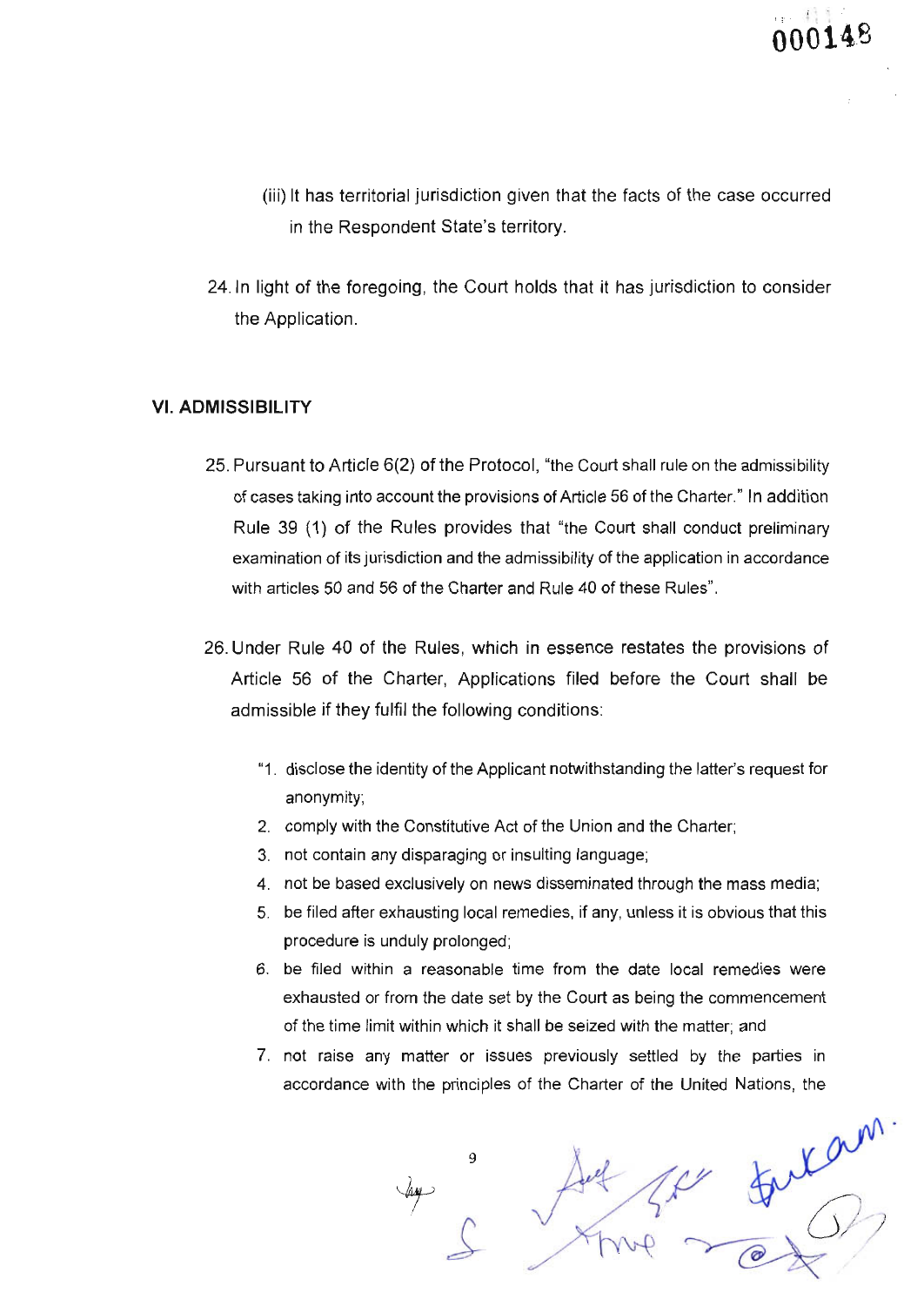(iii) It has territorial jurisdiction given that the facts of the case occurred in the Respondent State's territory.

24. In light of the foregoing, the Court holds that it has jurisdiction to consider the Application.

### VI. ADMISSIBILITY

25. Pursuant to Article 6(2) of the Protocol, "the Court shall rule on the admissibility of cases taking into account the provisions of Article 56 of the Charter." In addition Rule 39 (1) of the Rules provides that "the Court shall conduct preliminary examination of its jurisdiction and the admissibility of the application in accordance with articles 50 and 56 of the Charter and Rule 40 of these Rules".

26. Under Rule 40 of the Rules, which in essence restates the provisions of Article 56 of the Charter, Applications filed before the Court shall be admissible if they fulfil the following conditions:

   "1. disclose the identity of the Applicant notwithstanding the latter's request for anonymity;
   2. comply with the Constitutive Act of the Union and the Charter;
   3. not contain any disparaging or insulting language;
   4. not be based exclusively on news disseminated through the mass media;
   5. be filed after exhausting local remedies, if any, unless it is obvious that this procedure is unduly prolonged;
   6. be filed within a reasonable time from the date local remedies were exhausted or from the date set by the Court as being the commencement of the time limit within which it shall be seized with the matter; and
   7. not raise any matter or issues previously settled by the parties in accordance with the principles of the Charter of the United Nations, the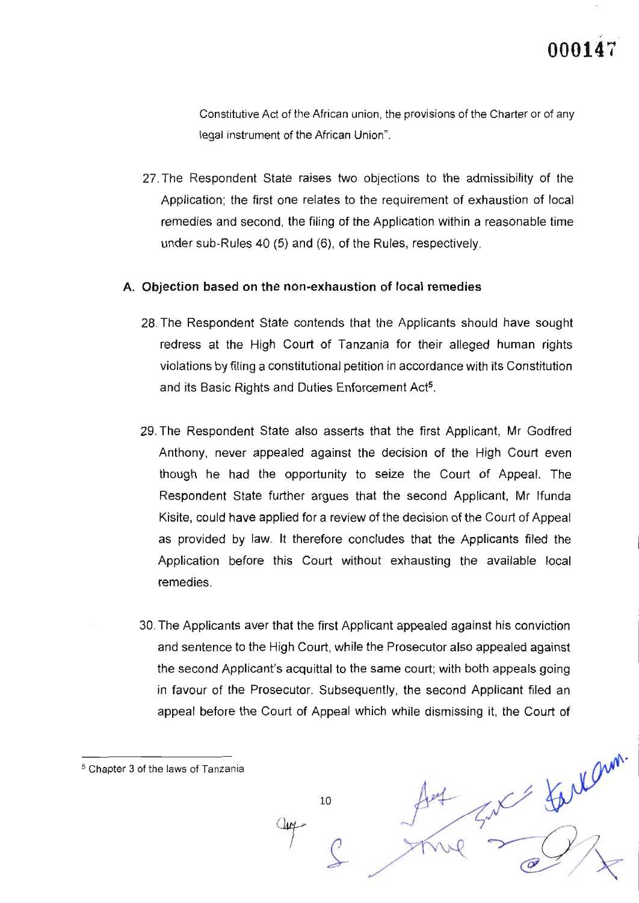Constitutive Act of the African union, the provisions of the Charter or of any legal instrument of the African Union".

27. The Respondent State raises two objections to the admissibility of the Application; the first one relates to the requirement of exhaustion of local remedies and second, the filing of the Application within a reasonable time under sub-Rules 40 (5) and (6), of the Rules, respectively.

### A. Objection based on the non-exhaustion of local remedies

28. The Respondent State contends that the Applicants should have sought redress at the High Court of Tanzania for their alleged human rights violations by filing a constitutional petition in accordance with its Constitution and its Basic Rights and Duties Enforcement Act[5].

29. The Respondent State also asserts that the first Applicant, Mr Godfred Anthony, never appealed against the decision of the High Court even though he had the opportunity to seize the Court of Appeal. The Respondent State further argues that the second Applicant, Mr Ifunda Kisite, could have applied for a review of the decision of the Court of Appeal as provided by law. It therefore concludes that the Applicants filed the Application before this Court without exhausting the available local remedies.

30. The Applicants aver that the first Applicant appealed against his conviction and sentence to the High Court, while the Prosecutor also appealed against the second Applicant's acquittal to the same court; with both appeals going in favour of the Prosecutor. Subsequently, the second Applicant filed an appeal before the Court of Appeal which while dismissing it, the Court of

---

[5] Chapter 3 of the laws of Tanzania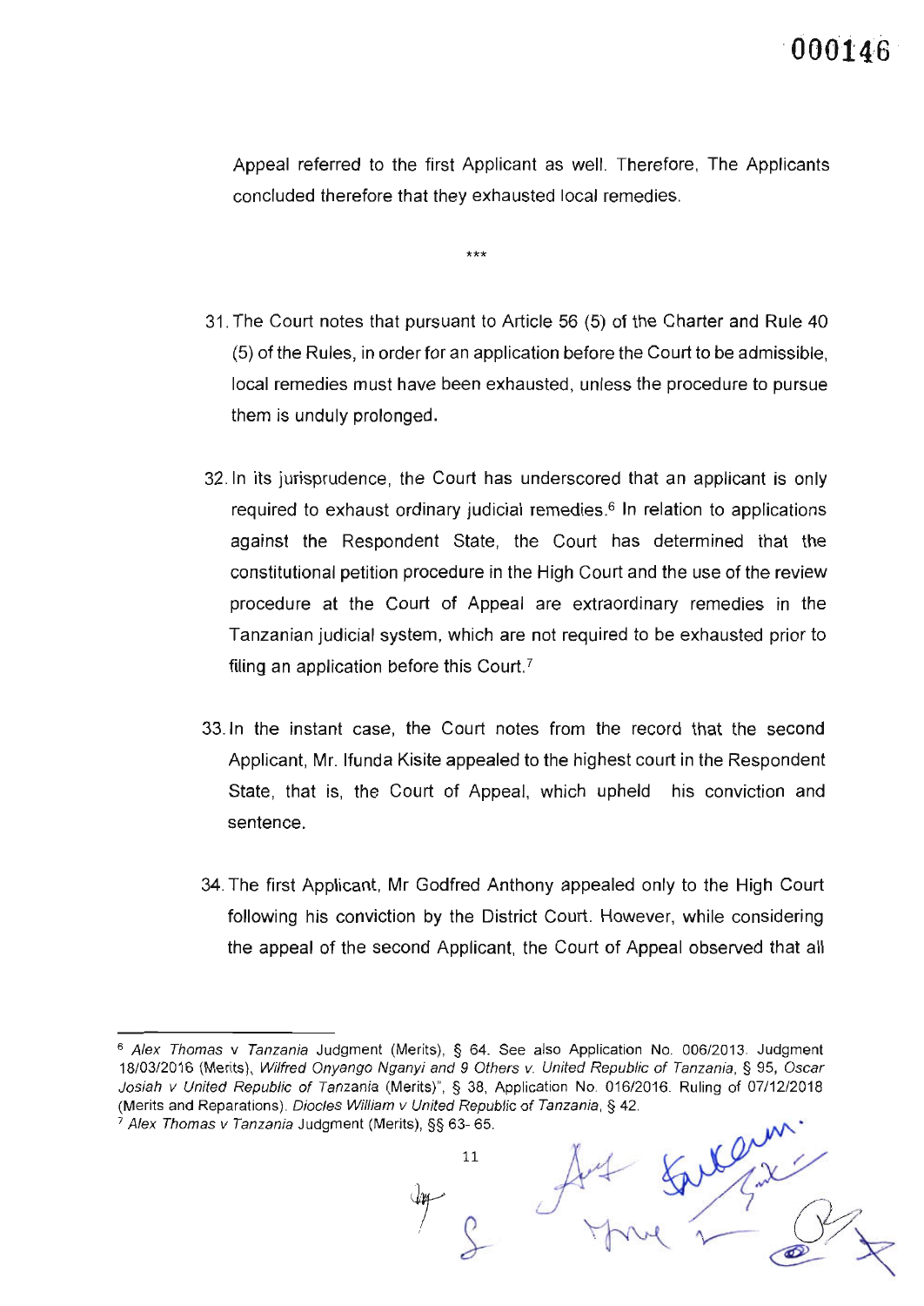Appeal referred to the first Applicant as well. Therefore, The Applicants concluded therefore that they exhausted local remedies.

***

31. The Court notes that pursuant to Article 56 (5) of the Charter and Rule 40 (5) of the Rules, in order for an application before the Court to be admissible, local remedies must have been exhausted, unless the procedure to pursue them is unduly prolonged.

32. In its jurisprudence, the Court has underscored that an applicant is only required to exhaust ordinary judicial remedies.[6] In relation to applications against the Respondent State, the Court has determined that the constitutional petition procedure in the High Court and the use of the review procedure at the Court of Appeal are extraordinary remedies in the Tanzanian judicial system, which are not required to be exhausted prior to filing an application before this Court.[7]

33. In the instant case, the Court notes from the record that the second Applicant, Mr. Ifunda Kisite appealed to the highest court in the Respondent State, that is, the Court of Appeal, which upheld his conviction and sentence.

34. The first Applicant, Mr Godfred Anthony appealed only to the High Court following his conviction by the District Court. However, while considering the appeal of the second Applicant, the Court of Appeal observed that all

---

[6] *Alex Thomas* v *Tanzania* Judgment (Merits), § 64. See also Application No. 006/2013. Judgment 18/03/2016 (Merits), *Wilfred Onyango Nganyi and 9 Others v. United Republic of Tanzania*, § 95, *Oscar Josiah v United Republic of Tanzania* (Merits)", § 38, Application No. 016/2016. Ruling of 07/12/2018 (Merits and Reparations). *Diocles William v United Republic of Tanzania*, § 42.

[7] *Alex Thomas v Tanzania* Judgment (Merits), §§ 63- 65.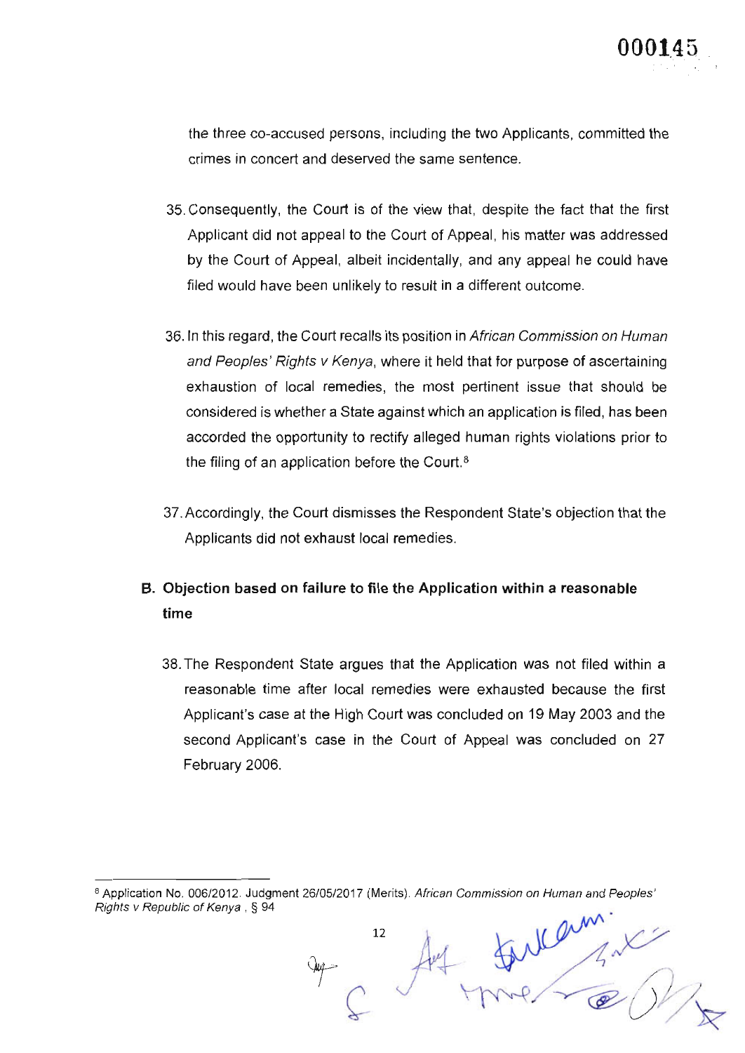the three co-accused persons, including the two Applicants, committed the crimes in concert and deserved the same sentence.

35. Consequently, the Court is of the view that, despite the fact that the first Applicant did not appeal to the Court of Appeal, his matter was addressed by the Court of Appeal, albeit incidentally, and any appeal he could have filed would have been unlikely to result in a different outcome.

36. In this regard, the Court recalls its position in *African Commission on Human and Peoples' Rights v Kenya*, where it held that for purpose of ascertaining exhaustion of local remedies, the most pertinent issue that should be considered is whether a State against which an application is filed, has been accorded the opportunity to rectify alleged human rights violations prior to the filing of an application before the Court.[8]

37. Accordingly, the Court dismisses the Respondent State's objection that the Applicants did not exhaust local remedies.

### B. Objection based on failure to file the Application within a reasonable time

38. The Respondent State argues that the Application was not filed within a reasonable time after local remedies were exhausted because the first Applicant's case at the High Court was concluded on 19 May 2003 and the second Applicant's case in the Court of Appeal was concluded on 27 February 2006.

---

[8] Application No. 006/2012. Judgment 26/05/2017 (Merits). *African Commission on Human and Peoples' Rights v Republic of Kenya*, § 94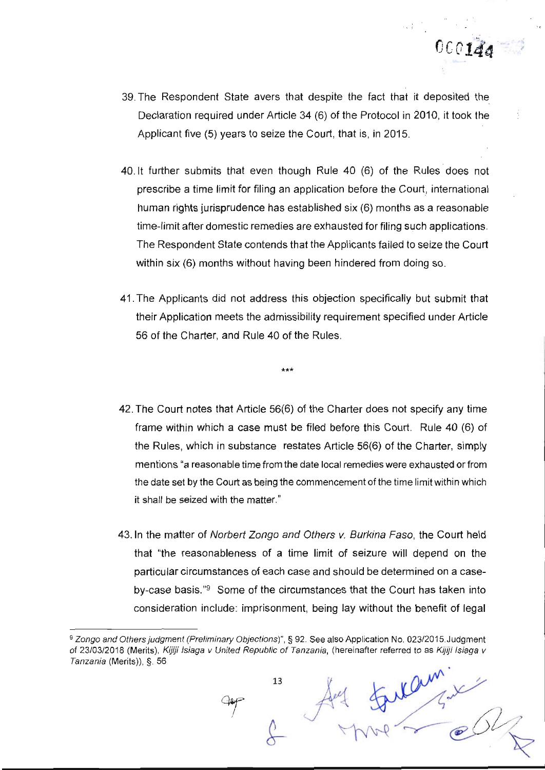39. The Respondent State avers that despite the fact that it deposited the Declaration required under Article 34 (6) of the Protocol in 2010, it took the Applicant five (5) years to seize the Court, that is, in 2015.

40. It further submits that even though Rule 40 (6) of the Rules does not prescribe a time limit for filing an application before the Court, international human rights jurisprudence has established six (6) months as a reasonable time-limit after domestic remedies are exhausted for filing such applications. The Respondent State contends that the Applicants failed to seize the Court within six (6) months without having been hindered from doing so.

41. The Applicants did not address this objection specifically but submit that their Application meets the admissibility requirement specified under Article 56 of the Charter, and Rule 40 of the Rules.

\*\*\*

42. The Court notes that Article 56(6) of the Charter does not specify any time frame within which a case must be filed before this Court. Rule 40 (6) of the Rules, which in substance restates Article 56(6) of the Charter, simply mentions "a reasonable time from the date local remedies were exhausted or from the date set by the Court as being the commencement of the time limit within which it shall be seized with the matter."

43. In the matter of *Norbert Zongo and Others v. Burkina Faso*, the Court held that "the reasonableness of a time limit of seizure will depend on the particular circumstances of each case and should be determined on a case-by-case basis."[9] Some of the circumstances that the Court has taken into consideration include: imprisonment, being lay without the benefit of legal

---

[9] *Zongo and Others judgment (Preliminary Objections)*", § 92. See also Application No. 023/2015.Judgment of 23/03/2018 (Merits), *Kijiji Isiaga v United Republic of Tanzania*, (hereinafter referred to as *Kijiji Isiaga v Tanzania* (Merits)), §. 56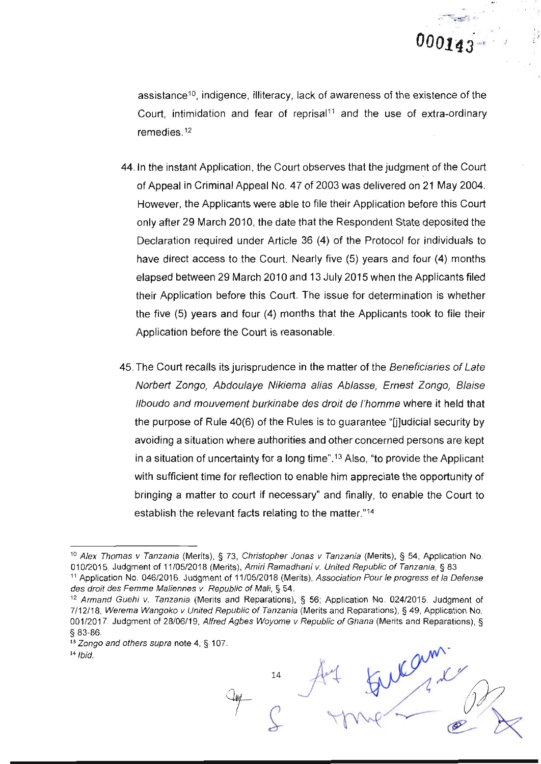assistance[10], indigence, illiteracy, lack of awareness of the existence of the Court, intimidation and fear of reprisal[11] and the use of extra-ordinary remedies.[12]

44. In the instant Application, the Court observes that the judgment of the Court of Appeal in Criminal Appeal No. 47 of 2003 was delivered on 21 May 2004. However, the Applicants were able to file their Application before this Court only after 29 March 2010, the date that the Respondent State deposited the Declaration required under Article 36 (4) of the Protocol for individuals to have direct access to the Court. Nearly five (5) years and four (4) months elapsed between 29 March 2010 and 13 July 2015 when the Applicants filed their Application before this Court. The issue for determination is whether the five (5) years and four (4) months that the Applicants took to file their Application before the Court is reasonable.

45. The Court recalls its jurisprudence in the matter of the *Beneficiaries of Late Norbert Zongo, Abdoulaye Nikiema alias Ablasse, Ernest Zongo, Blaise Ilboudo and mouvement burkinabe des droit de l'homme* where it held that the purpose of Rule 40(6) of the Rules is to guarantee "[j]udicial security by avoiding a situation where authorities and other concerned persons are kept in a situation of uncertainty for a long time".[13] Also, "to provide the Applicant with sufficient time for reflection to enable him appreciate the opportunity of bringing a matter to court if necessary" and finally, to enable the Court to establish the relevant facts relating to the matter."[14]

---

[10] *Alex Thomas v Tanzania* (Merits), § 73, *Christopher Jonas v Tanzania* (Merits), § 54, Application No. 010/2015. Judgment of 11/05/2018 (Merits), *Amiri Ramadhani v. United Republic of Tanzania*, § 83

[11] Application No. 046/2016. Judgment of 11/05/2018 (Merits), *Association Pour le progress et la Defense des droit des Femme Maliennes v. Republic of Mali*, § 54.

[12] *Armand Guehi v. Tanzania* (Merits and Reparations), § 56; Application No. 024/2015. Judgment of 7/12/18, *Werema Wangoko v United Republic of Tanzania* (Merits and Reparations), § 49, Application No. 001/2017. Judgment of 28/06/19, *Alfred Agbes Woyome v Republic of Ghana* (Merits and Reparations), § § 83-86.

[13] *Zongo and others supra* note 4, § 107.

[14] *Ibid.*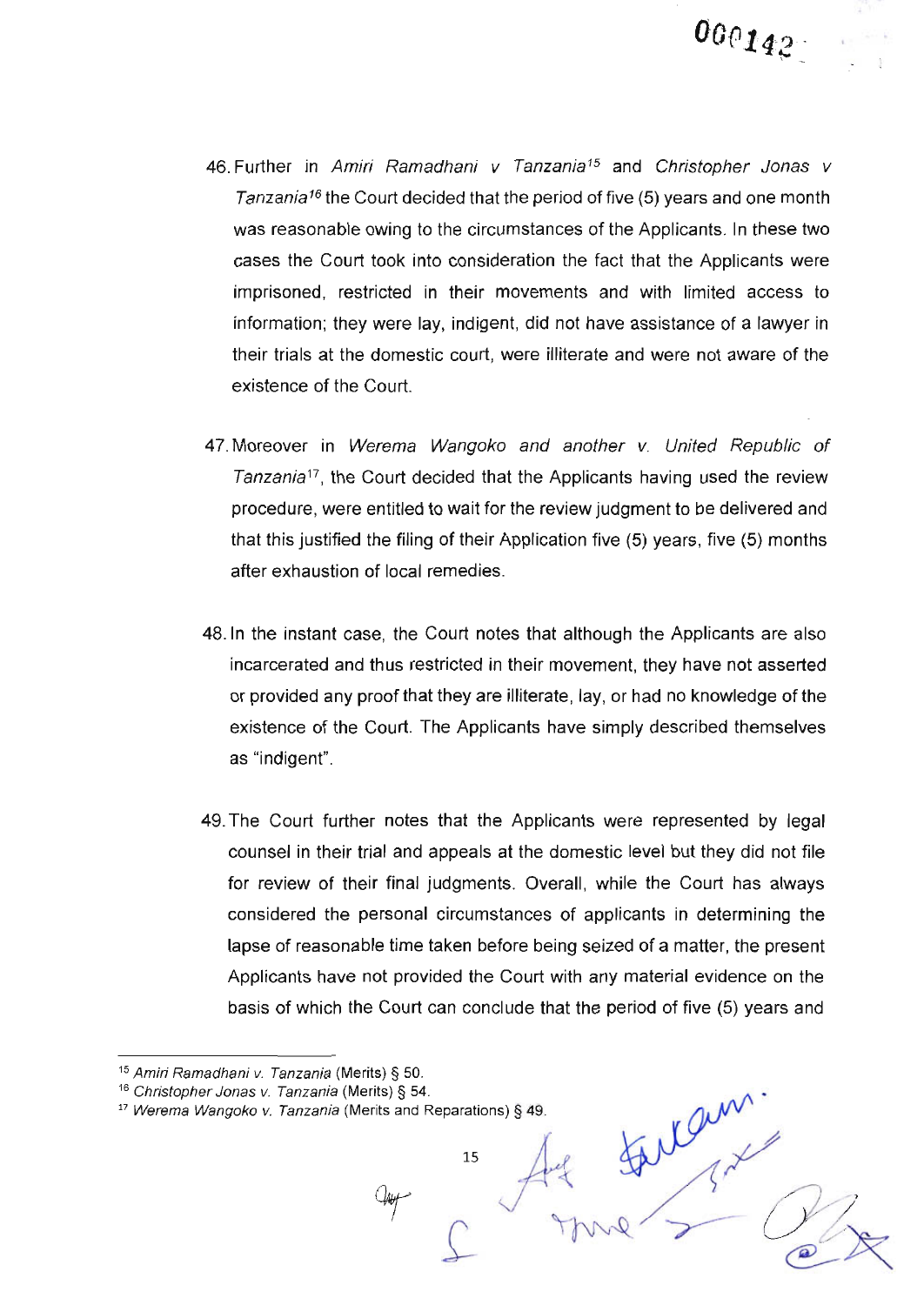46. Further in *Amiri Ramadhani v Tanzania*[15] and *Christopher Jonas v Tanzania*[16] the Court decided that the period of five (5) years and one month was reasonable owing to the circumstances of the Applicants. In these two cases the Court took into consideration the fact that the Applicants were imprisoned, restricted in their movements and with limited access to information; they were lay, indigent, did not have assistance of a lawyer in their trials at the domestic court, were illiterate and were not aware of the existence of the Court.

47. Moreover in *Werema Wangoko and another v. United Republic of Tanzania*[17], the Court decided that the Applicants having used the review procedure, were entitled to wait for the review judgment to be delivered and that this justified the filing of their Application five (5) years, five (5) months after exhaustion of local remedies.

48. In the instant case, the Court notes that although the Applicants are also incarcerated and thus restricted in their movement, they have not asserted or provided any proof that they are illiterate, lay, or had no knowledge of the existence of the Court. The Applicants have simply described themselves as "indigent".

49. The Court further notes that the Applicants were represented by legal counsel in their trial and appeals at the domestic level but they did not file for review of their final judgments. Overall, while the Court has always considered the personal circumstances of applicants in determining the lapse of reasonable time taken before being seized of a matter, the present Applicants have not provided the Court with any material evidence on the basis of which the Court can conclude that the period of five (5) years and

---

[15] *Amiri Ramadhani v. Tanzania* (Merits) § 50.

[16] *Christopher Jonas v. Tanzania* (Merits) § 54.

[17] *Werema Wangoko v. Tanzania* (Merits and Reparations) § 49.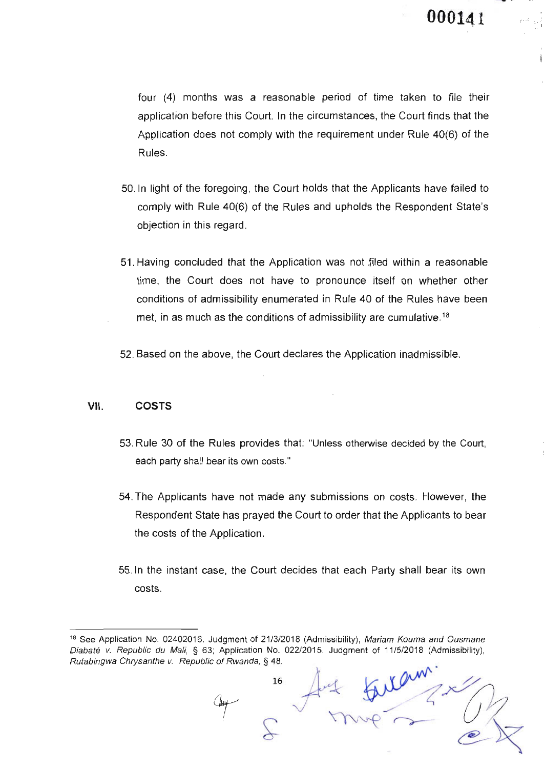four (4) months was a reasonable period of time taken to file their application before this Court. In the circumstances, the Court finds that the Application does not comply with the requirement under Rule 40(6) of the Rules.

50. In light of the foregoing, the Court holds that the Applicants have failed to comply with Rule 40(6) of the Rules and upholds the Respondent State's objection in this regard.

51. Having concluded that the Application was not filed within a reasonable time, the Court does not have to pronounce itself on whether other conditions of admissibility enumerated in Rule 40 of the Rules have been met, in as much as the conditions of admissibility are cumulative.[18]

52. Based on the above, the Court declares the Application inadmissible.

## VII. COSTS

53. Rule 30 of the Rules provides that: "Unless otherwise decided by the Court, each party shall bear its own costs."

54. The Applicants have not made any submissions on costs. However, the Respondent State has prayed the Court to order that the Applicants to bear the costs of the Application.

55. In the instant case, the Court decides that each Party shall bear its own costs.

---

[18] See Application No. 02402016. Judgment of 21/3/2018 (Admissibility), *Mariam Kouma and Ousmane Diabaté v. Republic du Mali*, § 63; Application No. 022/2015. Judgment of 11/5/2018 (Admissibility), *Rutabingwa Chrysanthe v. Republic of Rwanda*, § 48.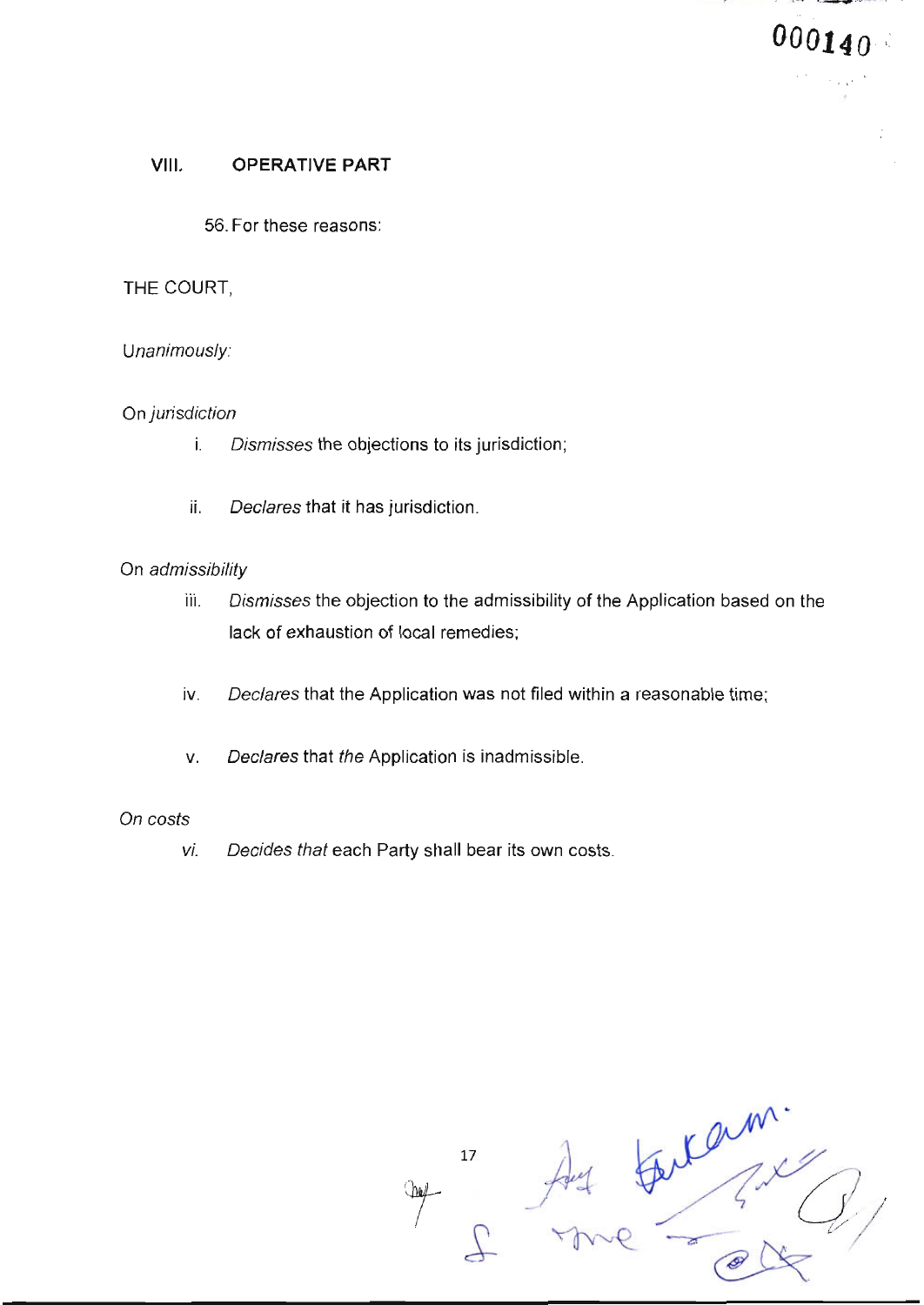## VIII. OPERATIVE PART

56. For these reasons:

THE COURT,

*Unanimously:*

On *jurisdiction*

i. *Dismisses* the objections to its jurisdiction;

ii. *Declares* that it has jurisdiction.

On *admissibility*

iii. *Dismisses* the objection to the admissibility of the Application based on the lack of exhaustion of local remedies;

iv. *Declares* that the Application was not filed within a reasonable time;

v. *Declares* that *the* Application is inadmissible.

*On costs*

*vi. Decides that* each Party shall bear its own costs.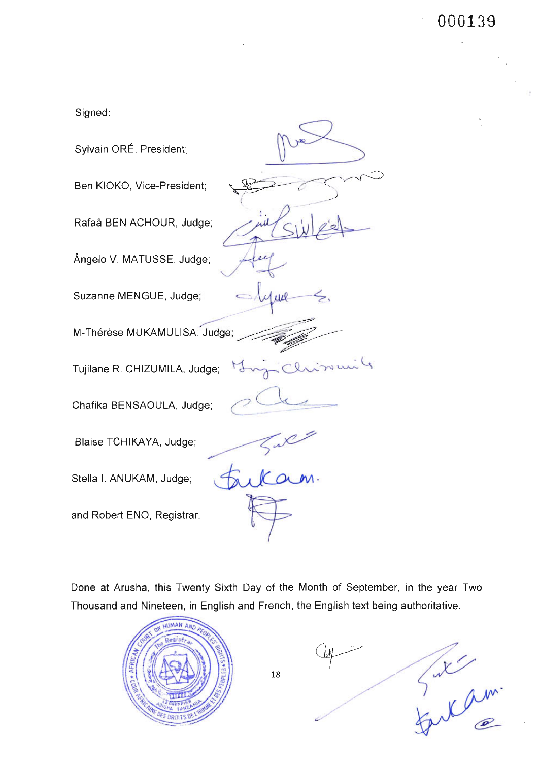Signed:

Sylvain ORÉ, President;

Ben KIOKO, Vice-President;

Rafaâ BEN ACHOUR, Judge;

Ângelo V. MATUSSE, Judge;

Suzanne MENGUE, Judge;

M-Thérèse MUKAMULISA, Judge;

Tujilane R. CHIZUMILA, Judge;

Chafika BENSAOULA, Judge;

Blaise TCHIKAYA, Judge;

Stella I. ANUKAM, Judge;

and Robert ENO, Registrar.

Done at Arusha, this Twenty Sixth Day of the Month of September, in the year Two Thousand and Nineteen, in English and French, the English text being authoritative.